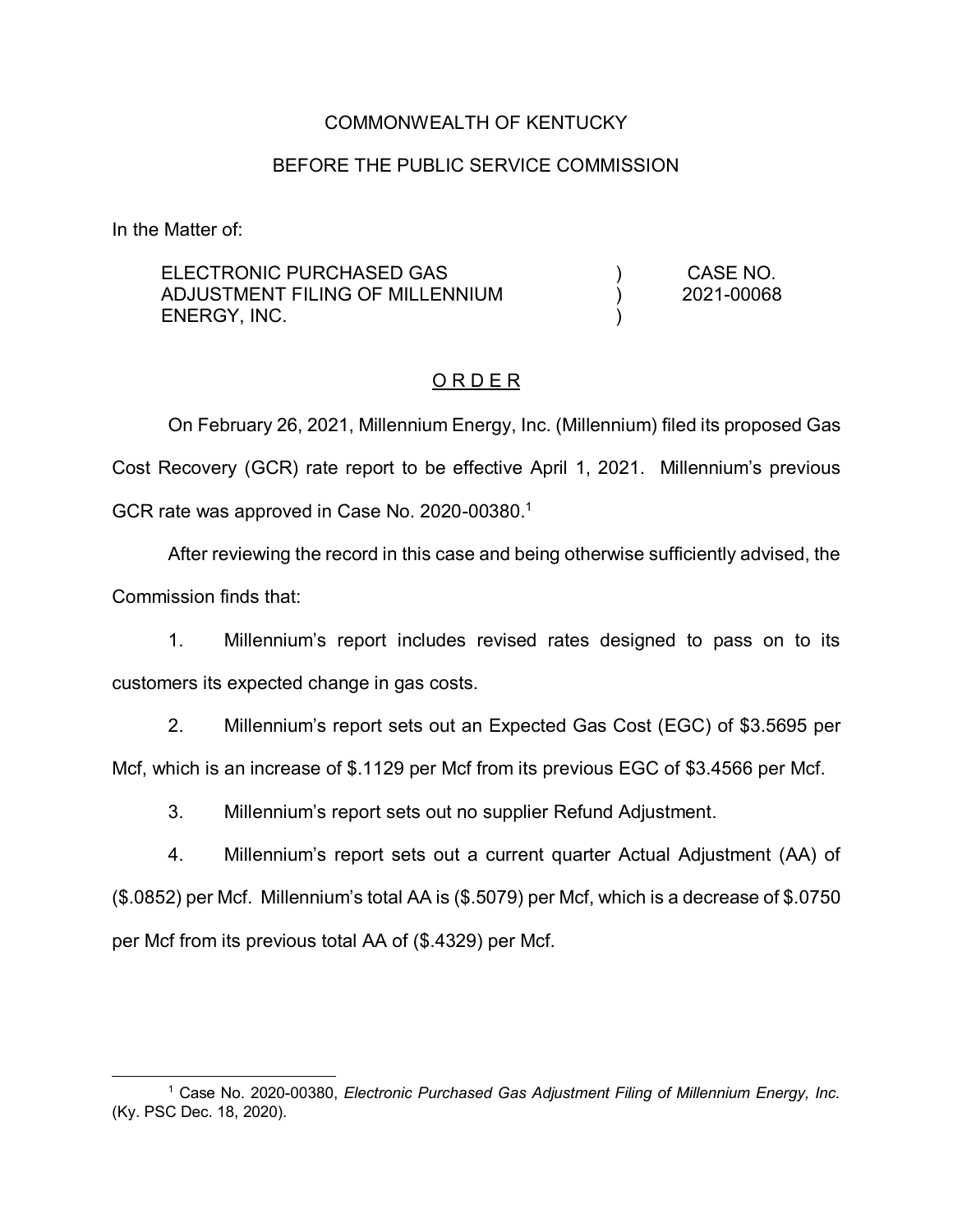COMMONWEALTH OF KENTUCKY

BEFORE THE PUBLIC SERVICE COMMISSION

In the Matter of:

| | | |
|---|---|---|
| ELECTRONIC PURCHASED GAS ADJUSTMENT FILING OF MILLENNIUM ENERGY, INC. | ) ) ) | CASE NO. 2021-00068 |

## O R D E R

On February 26, 2021, Millennium Energy, Inc. (Millennium) filed its proposed Gas Cost Recovery (GCR) rate report to be effective April 1, 2021. Millennium's previous GCR rate was approved in Case No. 2020-00380.[1]

After reviewing the record in this case and being otherwise sufficiently advised, the Commission finds that:

1. Millennium's report includes revised rates designed to pass on to its customers its expected change in gas costs.

2. Millennium's report sets out an Expected Gas Cost (EGC) of $3.5695 per Mcf, which is an increase of $.1129 per Mcf from its previous EGC of $3.4566 per Mcf.

3. Millennium's report sets out no supplier Refund Adjustment.

4. Millennium's report sets out a current quarter Actual Adjustment (AA) of ($.0852) per Mcf. Millennium's total AA is ($.5079) per Mcf, which is a decrease of $.0750 per Mcf from its previous total AA of ($.4329) per Mcf.

---

[1] Case No. 2020-00380, *Electronic Purchased Gas Adjustment Filing of Millennium Energy, Inc.* (Ky. PSC Dec. 18, 2020).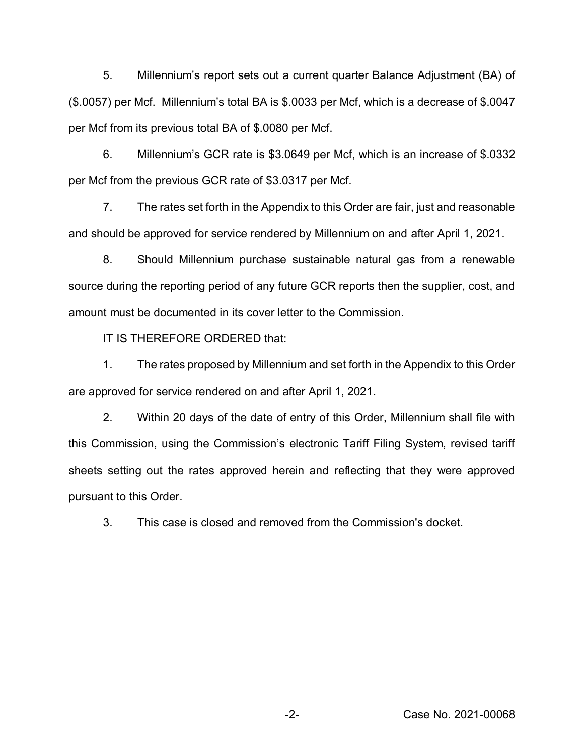5. Millennium's report sets out a current quarter Balance Adjustment (BA) of ($.0057) per Mcf. Millennium's total BA is $.0033 per Mcf, which is a decrease of $.0047 per Mcf from its previous total BA of $.0080 per Mcf.

6. Millennium's GCR rate is $3.0649 per Mcf, which is an increase of $.0332 per Mcf from the previous GCR rate of $3.0317 per Mcf.

7. The rates set forth in the Appendix to this Order are fair, just and reasonable and should be approved for service rendered by Millennium on and after April 1, 2021.

8. Should Millennium purchase sustainable natural gas from a renewable source during the reporting period of any future GCR reports then the supplier, cost, and amount must be documented in its cover letter to the Commission.

IT IS THEREFORE ORDERED that:

1. The rates proposed by Millennium and set forth in the Appendix to this Order are approved for service rendered on and after April 1, 2021.

2. Within 20 days of the date of entry of this Order, Millennium shall file with this Commission, using the Commission's electronic Tariff Filing System, revised tariff sheets setting out the rates approved herein and reflecting that they were approved pursuant to this Order.

3. This case is closed and removed from the Commission's docket.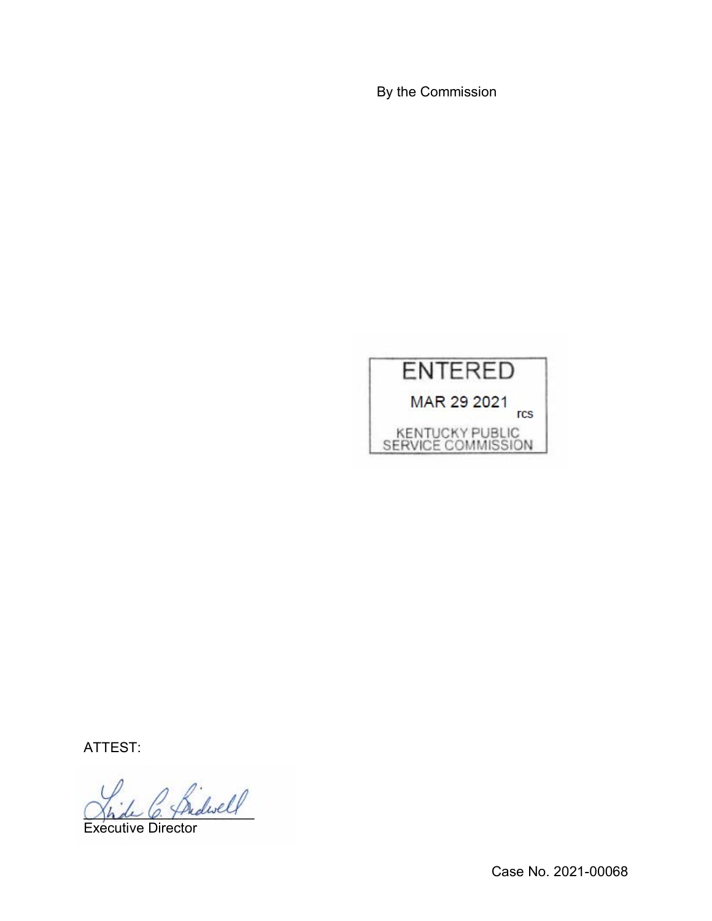By the Commission

ENTERED

MAR 29 2021

rcs

KENTUCKY PUBLIC SERVICE COMMISSION

ATTEST:

Executive Director

Case No. 2021-00068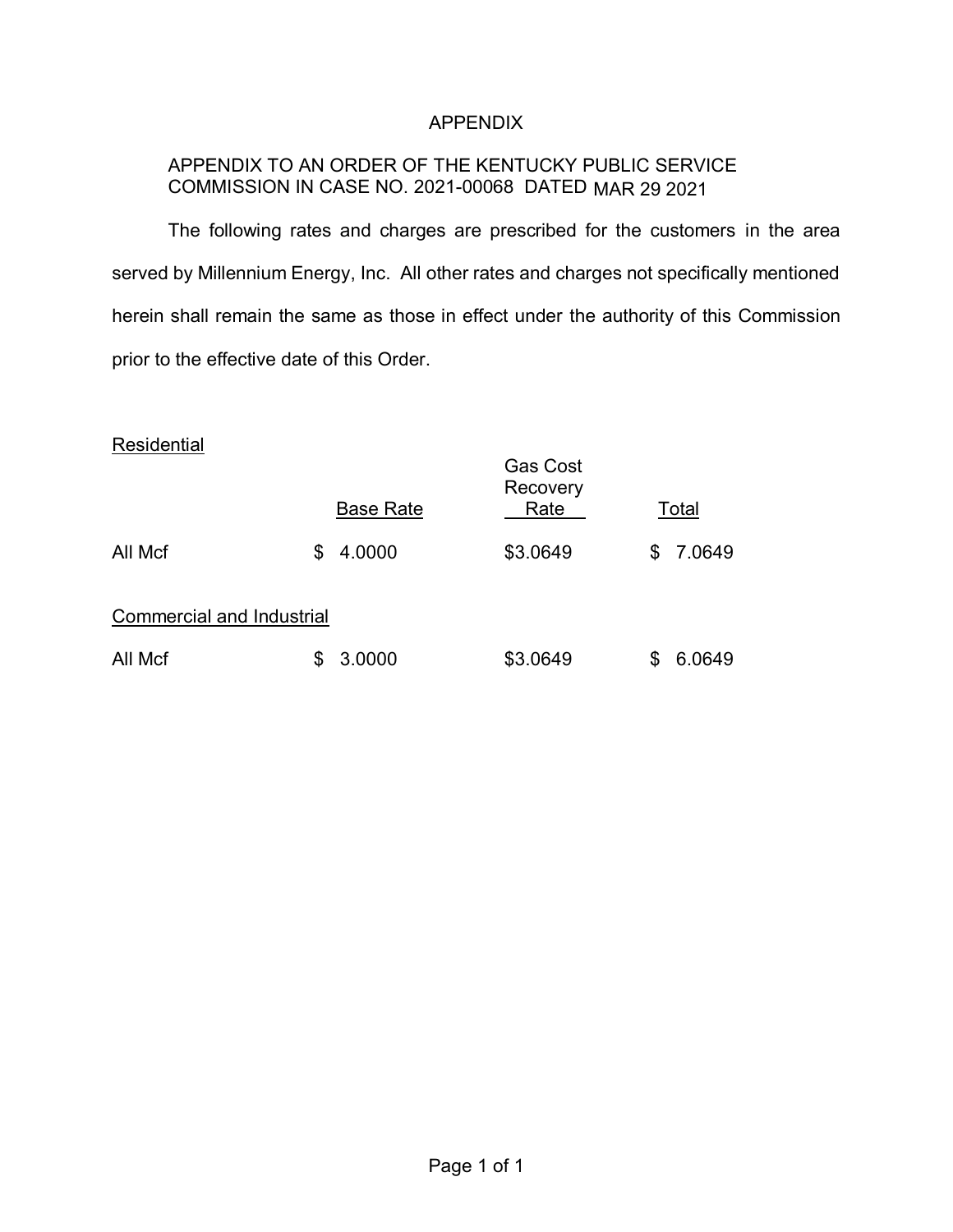# APPENDIX

APPENDIX TO AN ORDER OF THE KENTUCKY PUBLIC SERVICE COMMISSION IN CASE NO. 2021-00068 DATED MAR 29 2021

The following rates and charges are prescribed for the customers in the area served by Millennium Energy, Inc. All other rates and charges not specifically mentioned herein shall remain the same as those in effect under the authority of this Commission prior to the effective date of this Order.

| Residential | Base Rate | Gas Cost Recovery Rate | Total |
|---|---|---|---|
| All Mcf | $ 4.0000 | $3.0649 | $ 7.0649 |
| **Commercial and Industrial** | | | |
| All Mcf | $ 3.0000 | $3.0649 | $ 6.0649 |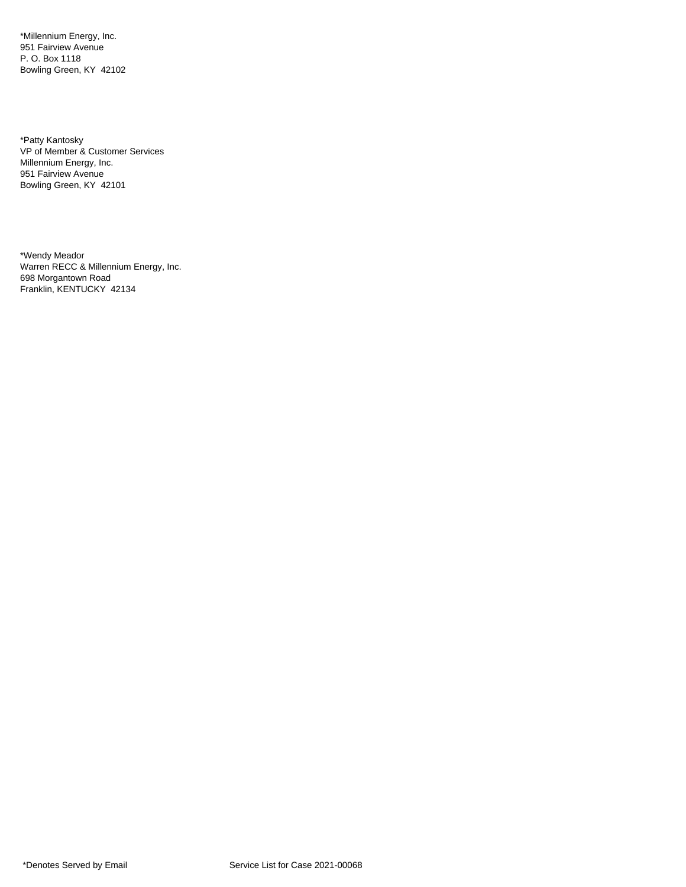*Millennium Energy, Inc.
951 Fairview Avenue
P. O. Box 1118
Bowling Green, KY  42102

*Patty Kantosky
VP of Member & Customer Services
Millennium Energy, Inc.
951 Fairview Avenue
Bowling Green, KY  42101

*Wendy Meador
Warren RECC & Millennium Energy, Inc.
698 Morgantown Road
Franklin, KENTUCKY  42134

*Denotes Served by Email

Service List for Case 2021-00068